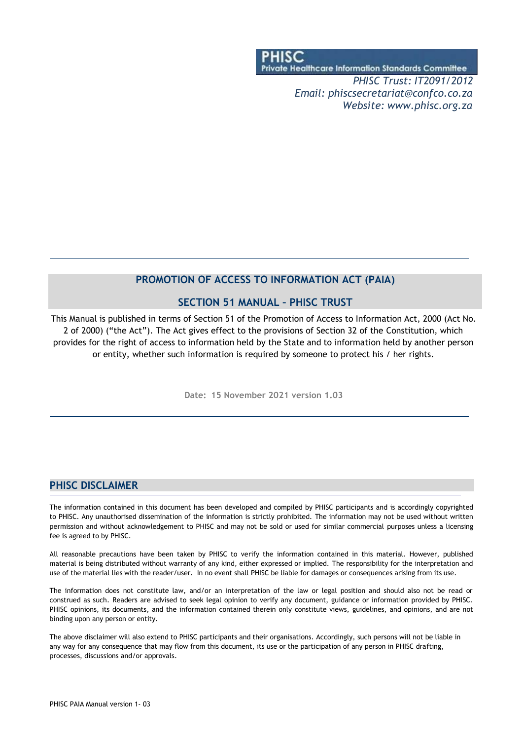**PHISC**
**Private Healthcare Information Standards Committee**

*PHISC Trust: IT2091/2012*
*Email: phiscsecretariat@confco.co.za*
*Website: www.phisc.org.za*

# PROMOTION OF ACCESS TO INFORMATION ACT (PAIA)

# SECTION 51 MANUAL – PHISC TRUST

This Manual is published in terms of Section 51 of the Promotion of Access to Information Act, 2000 (Act No. 2 of 2000) ("the Act"). The Act gives effect to the provisions of Section 32 of the Constitution, which provides for the right of access to information held by the State and to information held by another person or entity, whether such information is required by someone to protect his / her rights.

**Date: 15 November 2021 version 1.03**

## PHISC DISCLAIMER

The information contained in this document has been developed and compiled by PHISC participants and is accordingly copyrighted to PHISC. Any unauthorised dissemination of the information is strictly prohibited. The information may not be used without written permission and without acknowledgement to PHISC and may not be sold or used for similar commercial purposes unless a licensing fee is agreed to by PHISC.

All reasonable precautions have been taken by PHISC to verify the information contained in this material. However, published material is being distributed without warranty of any kind, either expressed or implied. The responsibility for the interpretation and use of the material lies with the reader/user. In no event shall PHISC be liable for damages or consequences arising from its use.

The information does not constitute law, and/or an interpretation of the law or legal position and should also not be read or construed as such. Readers are advised to seek legal opinion to verify any document, guidance or information provided by PHISC. PHISC opinions, its documents, and the information contained therein only constitute views, guidelines, and opinions, and are not binding upon any person or entity.

The above disclaimer will also extend to PHISC participants and their organisations. Accordingly, such persons will not be liable in any way for any consequence that may flow from this document, its use or the participation of any person in PHISC drafting, processes, discussions and/or approvals.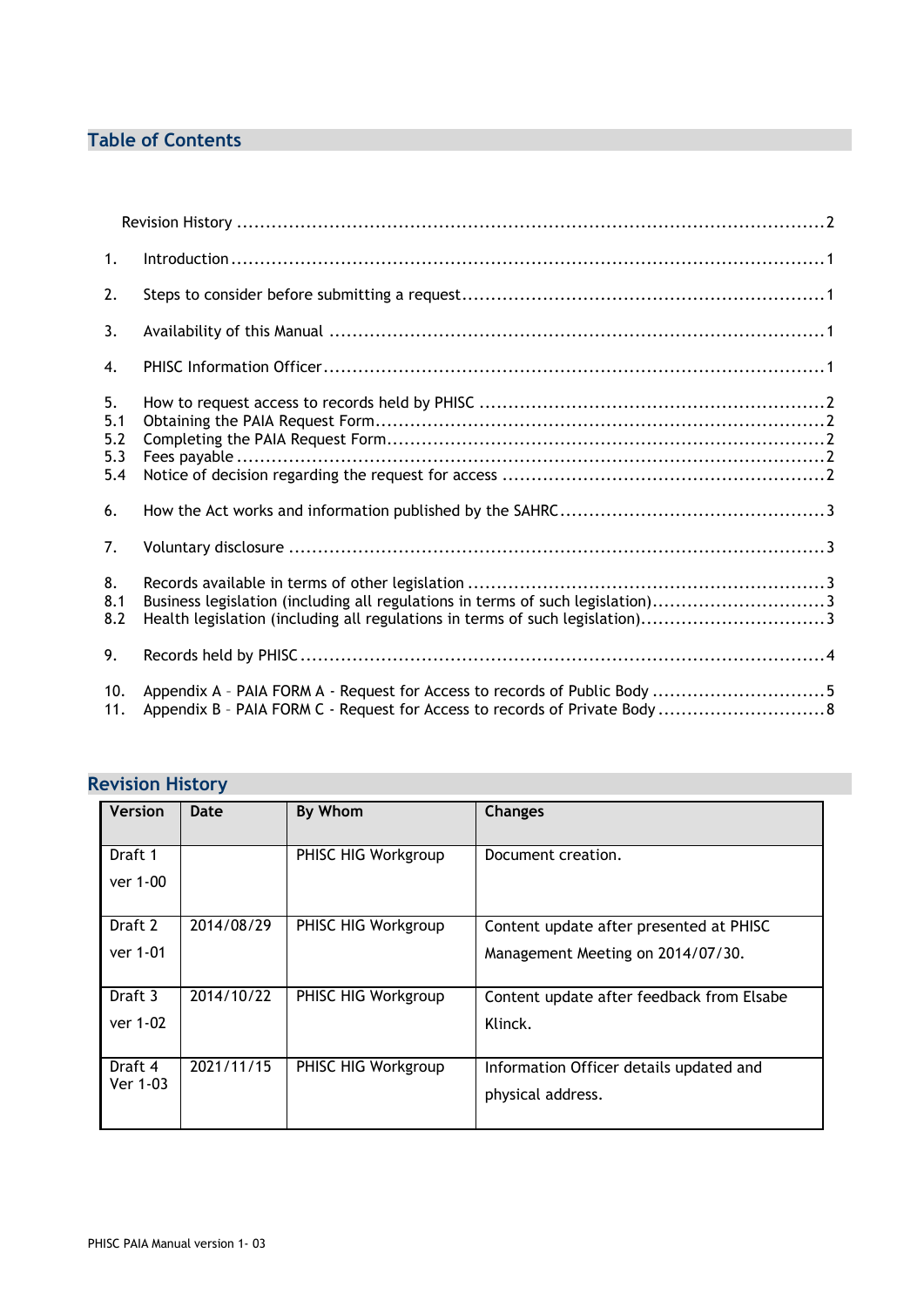## Table of Contents

Revision History ....................................................................................................2

1. Introduction ....................................................................................................1

2. Steps to consider before submitting a request ....................................................................1

3. Availability of this Manual ....................................................................................1

4. PHISC Information Officer ....................................................................................1

5. How to request access to records held by PHISC ..................................................2
5.1 Obtaining the PAIA Request Form ....................................................................2
5.2 Completing the PAIA Request Form ....................................................................2
5.3 Fees payable ....................................................................................................2
5.4 Notice of decision regarding the request for access ..............................................2

6. How the Act works and information published by the SAHRC ....................................3

7. Voluntary disclosure ....................................................................................................3

8. Records available in terms of other legislation ....................................................3
8.1 Business legislation (including all regulations in terms of such legislation) ..............3
8.2 Health legislation (including all regulations in terms of such legislation) ..................3

9. Records held by PHISC ....................................................................................................4

10. Appendix A – PAIA FORM A - Request for Access to records of Public Body ..............5
11. Appendix B – PAIA FORM C - Request for Access to records of Private Body ..............8

## Revision History

| Version | Date | By Whom | Changes |
|---|---|---|---|
| Draft 1 ver 1-00 | | PHISC HIG Workgroup | Document creation. |
| Draft 2 ver 1-01 | 2014/08/29 | PHISC HIG Workgroup | Content update after presented at PHISC Management Meeting on 2014/07/30. |
| Draft 3 ver 1-02 | 2014/10/22 | PHISC HIG Workgroup | Content update after feedback from Elsabe Klinck. |
| Draft 4 Ver 1-03 | 2021/11/15 | PHISC HIG Workgroup | Information Officer details updated and physical address. |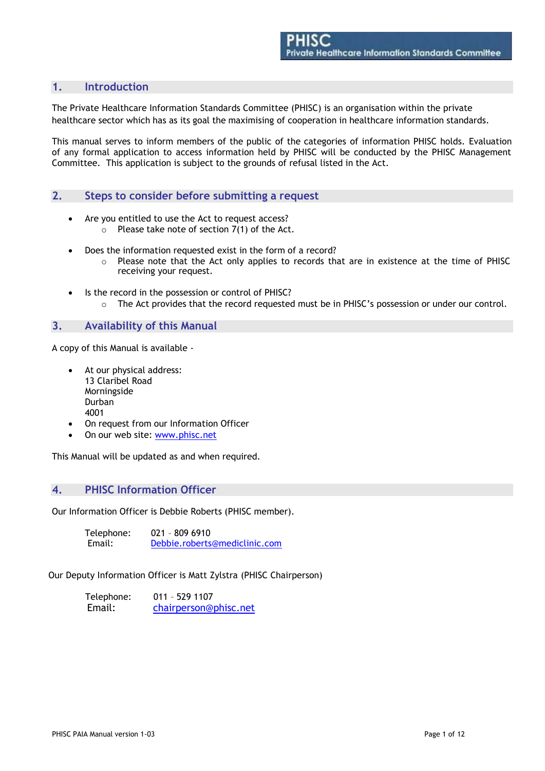## 1. Introduction

The Private Healthcare Information Standards Committee (PHISC) is an organisation within the private healthcare sector which has as its goal the maximising of cooperation in healthcare information standards.

This manual serves to inform members of the public of the categories of information PHISC holds. Evaluation of any formal application to access information held by PHISC will be conducted by the PHISC Management Committee. This application is subject to the grounds of refusal listed in the Act.

## 2. Steps to consider before submitting a request

- Are you entitled to use the Act to request access?
  - Please take note of section 7(1) of the Act.
- Does the information requested exist in the form of a record?
  - Please note that the Act only applies to records that are in existence at the time of PHISC receiving your request.
- Is the record in the possession or control of PHISC?
  - The Act provides that the record requested must be in PHISC's possession or under our control.

## 3. Availability of this Manual

A copy of this Manual is available -

- At our physical address:
  13 Claribel Road
  Morningside
  Durban
  4001
- On request from our Information Officer
- On our web site: www.phisc.net

This Manual will be updated as and when required.

## 4. PHISC Information Officer

Our Information Officer is Debbie Roberts (PHISC member).

Telephone: 021 - 809 6910
Email: Debbie.roberts@mediclinic.com

Our Deputy Information Officer is Matt Zylstra (PHISC Chairperson)

Telephone: 011 - 529 1107
Email: chairperson@phisc.net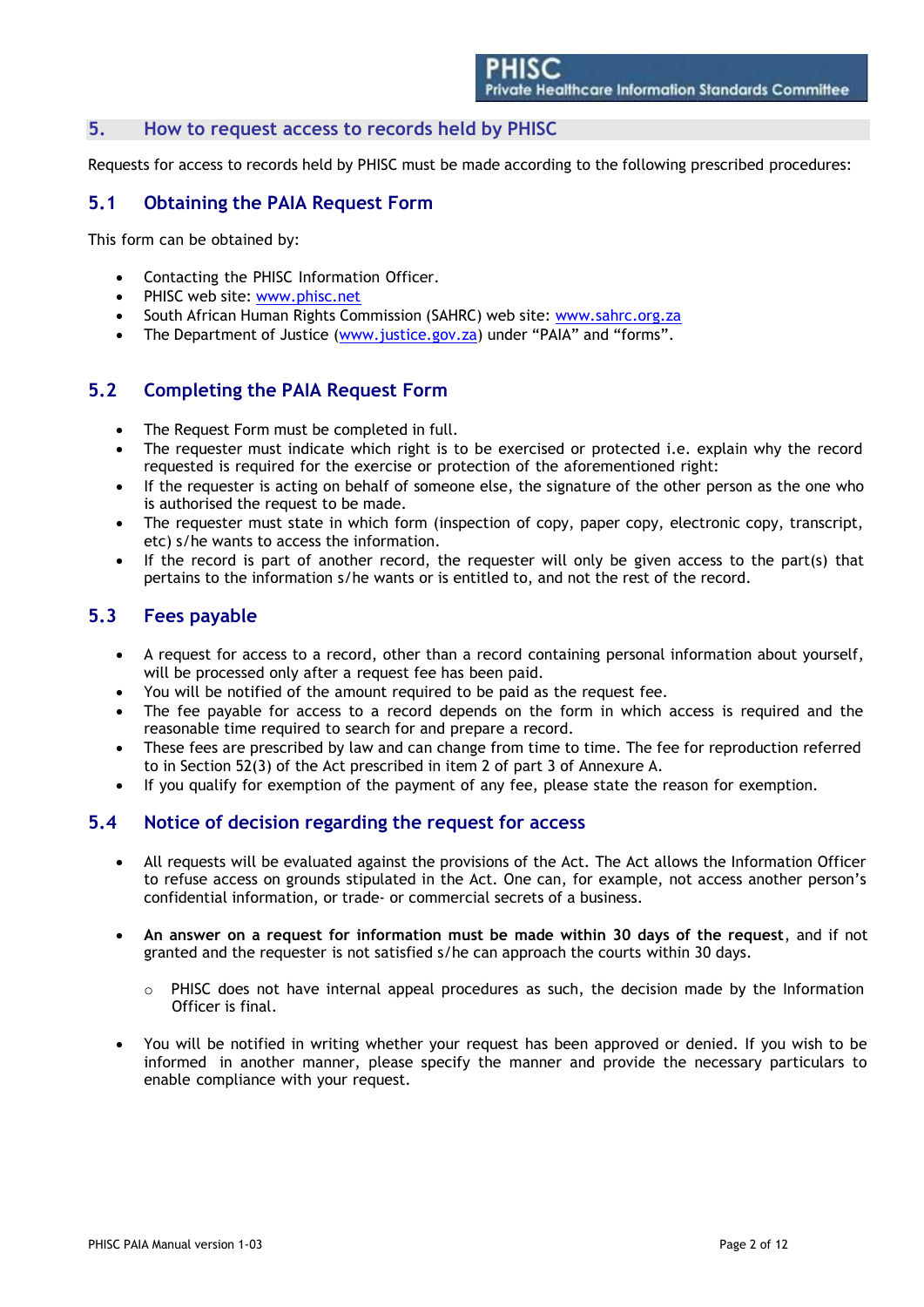## 5. How to request access to records held by PHISC

Requests for access to records held by PHISC must be made according to the following prescribed procedures:

### 5.1 Obtaining the PAIA Request Form

This form can be obtained by:

- Contacting the PHISC Information Officer.
- PHISC web site: www.phisc.net
- South African Human Rights Commission (SAHRC) web site: www.sahrc.org.za
- The Department of Justice (www.justice.gov.za) under "PAIA" and "forms".

### 5.2 Completing the PAIA Request Form

- The Request Form must be completed in full.
- The requester must indicate which right is to be exercised or protected i.e. explain why the record requested is required for the exercise or protection of the aforementioned right:
- If the requester is acting on behalf of someone else, the signature of the other person as the one who is authorised the request to be made.
- The requester must state in which form (inspection of copy, paper copy, electronic copy, transcript, etc) s/he wants to access the information.
- If the record is part of another record, the requester will only be given access to the part(s) that pertains to the information s/he wants or is entitled to, and not the rest of the record.

### 5.3 Fees payable

- A request for access to a record, other than a record containing personal information about yourself, will be processed only after a request fee has been paid.
- You will be notified of the amount required to be paid as the request fee.
- The fee payable for access to a record depends on the form in which access is required and the reasonable time required to search for and prepare a record.
- These fees are prescribed by law and can change from time to time. The fee for reproduction referred to in Section 52(3) of the Act prescribed in item 2 of part 3 of Annexure A.
- If you qualify for exemption of the payment of any fee, please state the reason for exemption.

### 5.4 Notice of decision regarding the request for access

- All requests will be evaluated against the provisions of the Act. The Act allows the Information Officer to refuse access on grounds stipulated in the Act. One can, for example, not access another person's confidential information, or trade- or commercial secrets of a business.

- **An answer on a request for information must be made within 30 days of the request**, and if not granted and the requester is not satisfied s/he can approach the courts within 30 days.

    - PHISC does not have internal appeal procedures as such, the decision made by the Information Officer is final.

- You will be notified in writing whether your request has been approved or denied. If you wish to be informed in another manner, please specify the manner and provide the necessary particulars to enable compliance with your request.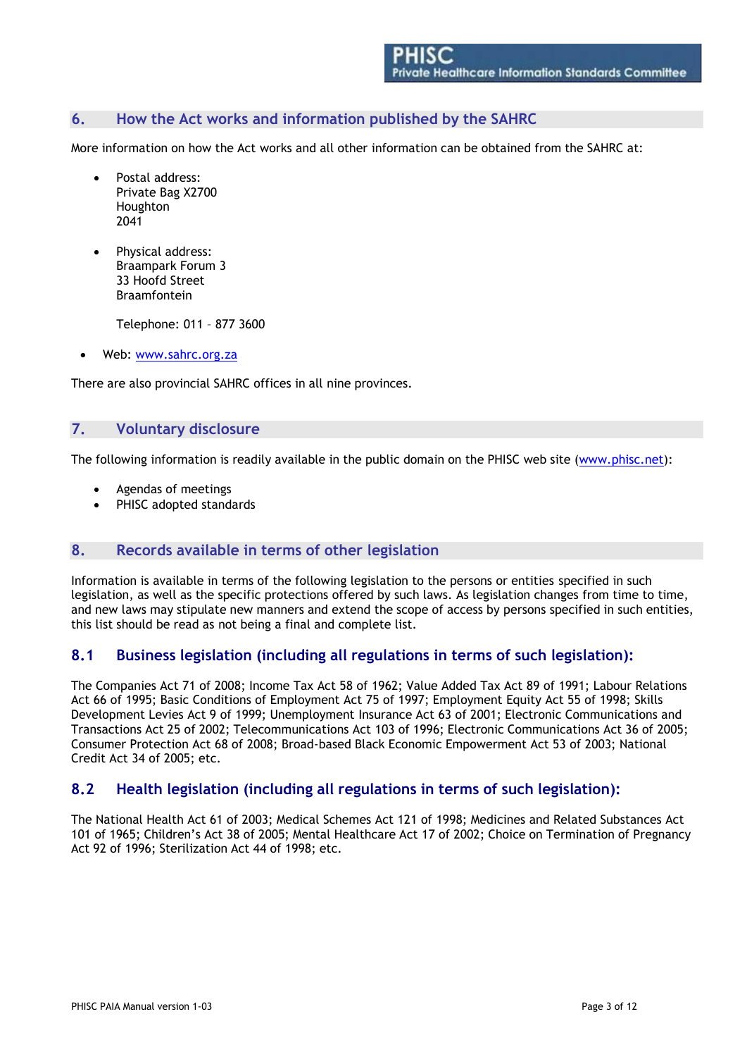## 6. How the Act works and information published by the SAHRC

More information on how the Act works and all other information can be obtained from the SAHRC at:

- Postal address:
  Private Bag X2700
  Houghton
  2041

- Physical address:
  Braampark Forum 3
  33 Hoofd Street
  Braamfontein

  Telephone: 011 – 877 3600

- Web: www.sahrc.org.za

There are also provincial SAHRC offices in all nine provinces.

## 7. Voluntary disclosure

The following information is readily available in the public domain on the PHISC web site (www.phisc.net):

- Agendas of meetings
- PHISC adopted standards

## 8. Records available in terms of other legislation

Information is available in terms of the following legislation to the persons or entities specified in such legislation, as well as the specific protections offered by such laws. As legislation changes from time to time, and new laws may stipulate new manners and extend the scope of access by persons specified in such entities, this list should be read as not being a final and complete list.

### 8.1 Business legislation (including all regulations in terms of such legislation):

The Companies Act 71 of 2008; Income Tax Act 58 of 1962; Value Added Tax Act 89 of 1991; Labour Relations Act 66 of 1995; Basic Conditions of Employment Act 75 of 1997; Employment Equity Act 55 of 1998; Skills Development Levies Act 9 of 1999; Unemployment Insurance Act 63 of 2001; Electronic Communications and Transactions Act 25 of 2002; Telecommunications Act 103 of 1996; Electronic Communications Act 36 of 2005; Consumer Protection Act 68 of 2008; Broad-based Black Economic Empowerment Act 53 of 2003; National Credit Act 34 of 2005; etc.

### 8.2 Health legislation (including all regulations in terms of such legislation):

The National Health Act 61 of 2003; Medical Schemes Act 121 of 1998; Medicines and Related Substances Act 101 of 1965; Children's Act 38 of 2005; Mental Healthcare Act 17 of 2002; Choice on Termination of Pregnancy Act 92 of 1996; Sterilization Act 44 of 1998; etc.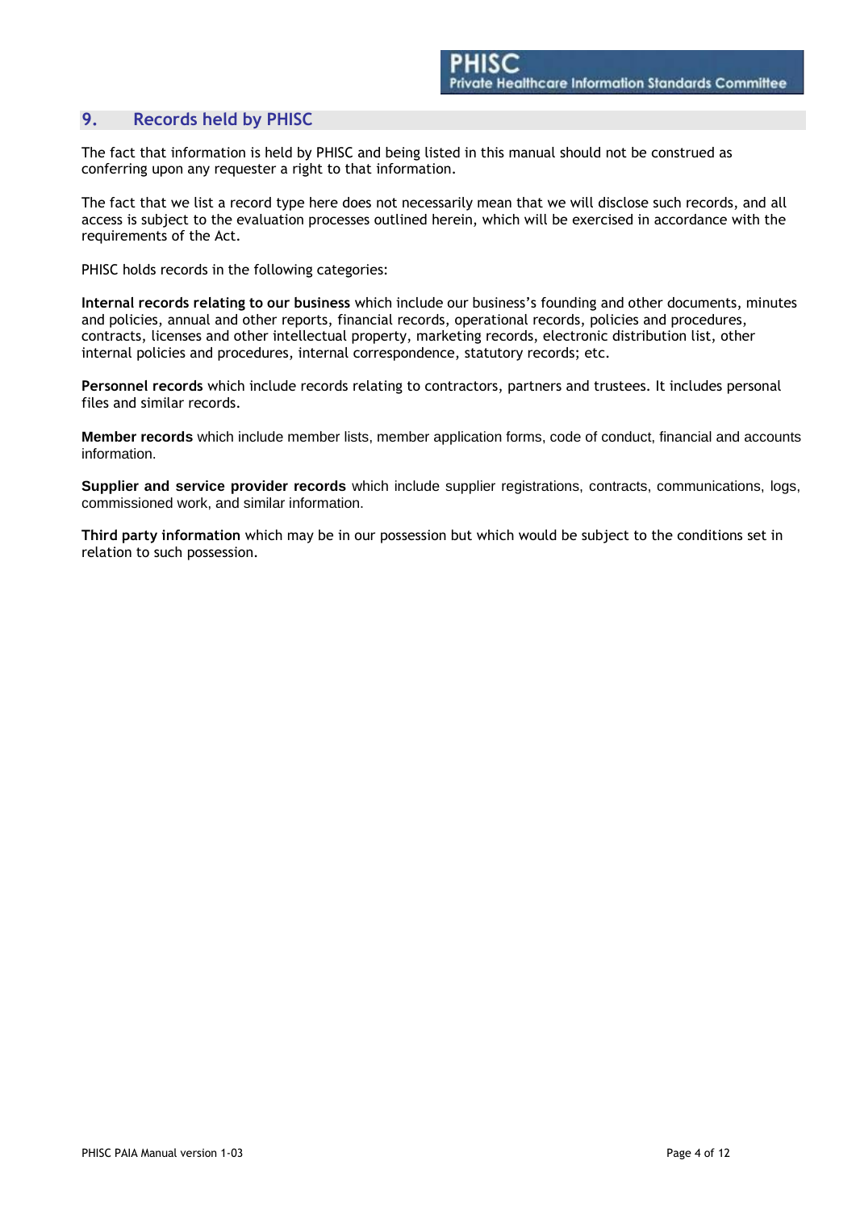## 9. Records held by PHISC

The fact that information is held by PHISC and being listed in this manual should not be construed as conferring upon any requester a right to that information.

The fact that we list a record type here does not necessarily mean that we will disclose such records, and all access is subject to the evaluation processes outlined herein, which will be exercised in accordance with the requirements of the Act.

PHISC holds records in the following categories:

**Internal records relating to our business** which include our business's founding and other documents, minutes and policies, annual and other reports, financial records, operational records, policies and procedures, contracts, licenses and other intellectual property, marketing records, electronic distribution list, other internal policies and procedures, internal correspondence, statutory records; etc.

**Personnel records** which include records relating to contractors, partners and trustees. It includes personal files and similar records.

**Member records** which include member lists, member application forms, code of conduct, financial and accounts information.

**Supplier and service provider records** which include supplier registrations, contracts, communications, logs, commissioned work, and similar information.

**Third party information** which may be in our possession but which would be subject to the conditions set in relation to such possession.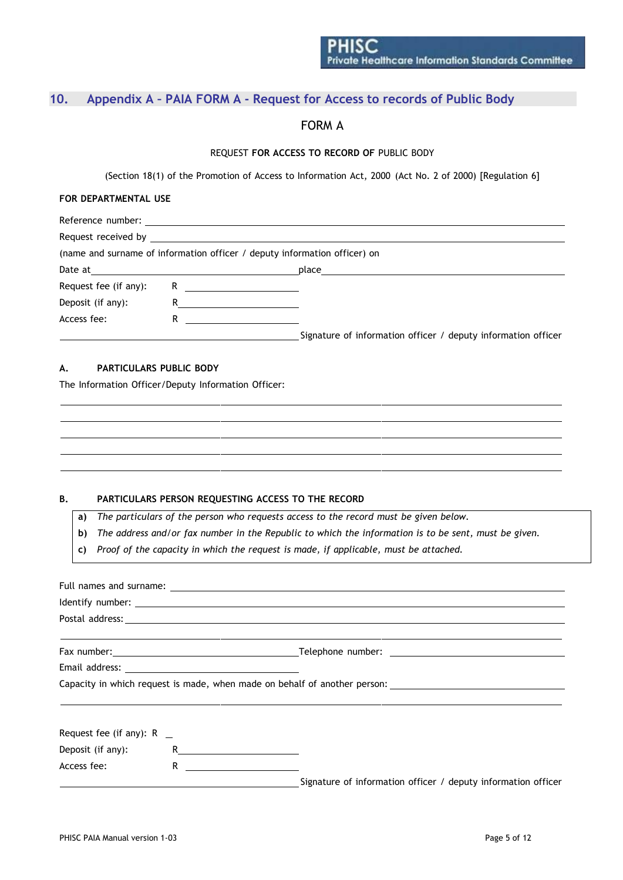## 10. Appendix A – PAIA FORM A - Request for Access to records of Public Body

FORM A

REQUEST **FOR ACCESS TO RECORD OF** PUBLIC BODY

(Section 18(1) of the Promotion of Access to Information Act, 2000 (Act No. 2 of 2000) [Regulation 6]

**FOR DEPARTMENTAL USE**

Reference number: ______________________________

Request received by ______________________________

(name and surname of information officer / deputy information officer) on

Date at ______________________ place ______________________

Request fee (if any): R ______________

Deposit (if any): R______________

Access fee: R ______________

______________________ Signature of information officer / deputy information officer

**A. PARTICULARS PUBLIC BODY**

The Information Officer/Deputy Information Officer:

______________________________

______________________________

______________________________

______________________________

______________________________

**B. PARTICULARS PERSON REQUESTING ACCESS TO THE RECORD**

**a)** *The particulars of the person who requests access to the record must be given below.*
**b)** *The address and/or fax number in the Republic to which the information is to be sent, must be given.*
**c)** *Proof of the capacity in which the request is made, if applicable, must be attached.*

Full names and surname: ______________________________

Identify number: ______________________________

Postal address: ______________________________

______________________________

Fax number: ______________________ Telephone number: ______________________

Email address: ______________________

Capacity in which request is made, when made on behalf of another person: ______________________

______________________________

Request fee (if any): R _

Deposit (if any): R______________

Access fee: R ______________

______________________ Signature of information officer / deputy information officer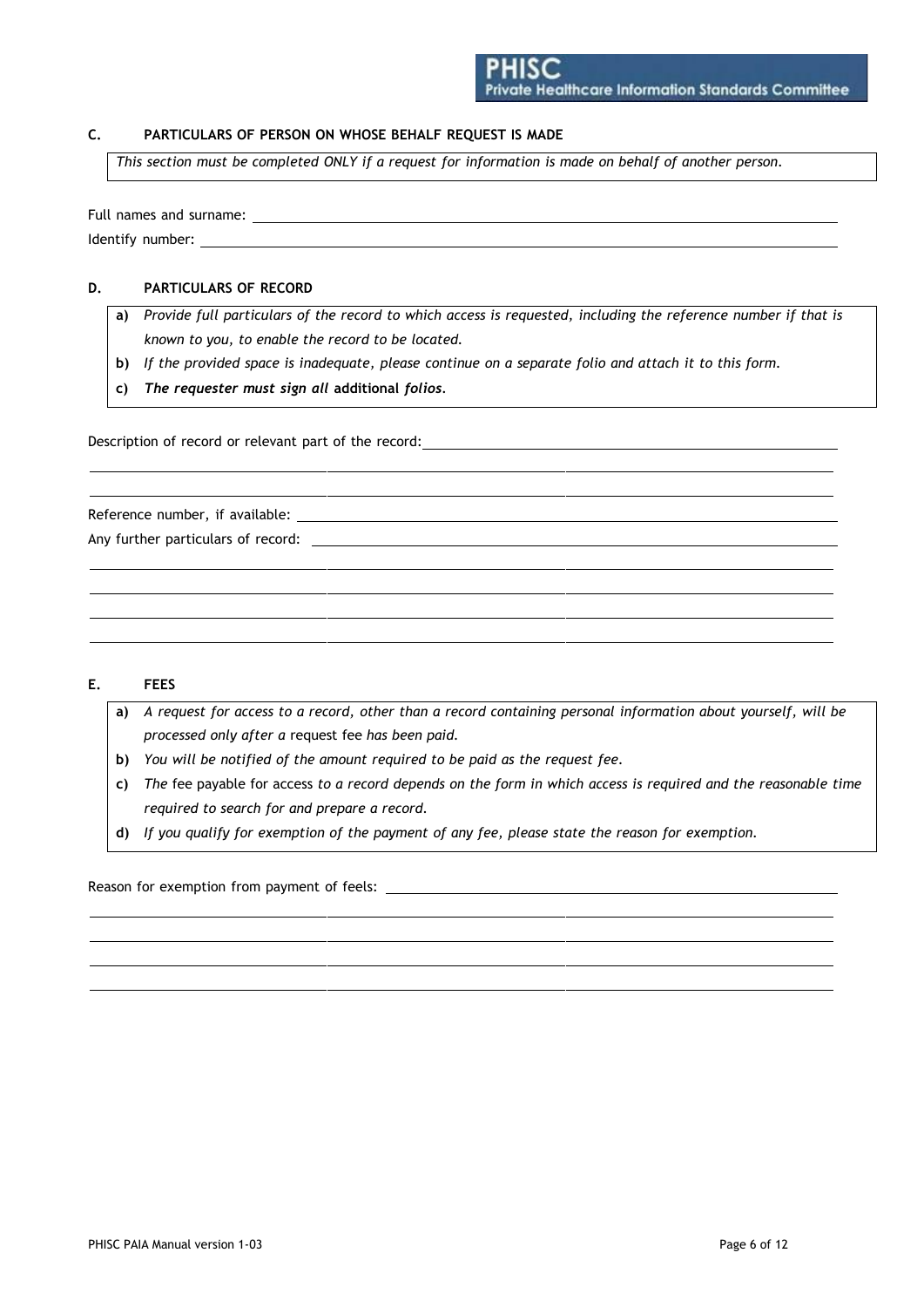## C. PARTICULARS OF PERSON ON WHOSE BEHALF REQUEST IS MADE

*This section must be completed ONLY if a request for information is made on behalf of another person.*

Full names and surname: ______________________________________________

Identify number: ______________________________________________

## D. PARTICULARS OF RECORD

**a)** *Provide full particulars of the record to which access is requested, including the reference number if that is known to you, to enable the record to be located.*

**b)** *If the provided space is inadequate, please continue on a separate folio and attach it to this form.*

**c)** ***The requester must sign all* additional *folios*.**

Description of record or relevant part of the record: ______________________________________________

______________________________________________

______________________________________________

Reference number, if available: ______________________________________________

Any further particulars of record: ______________________________________________

______________________________________________

______________________________________________

______________________________________________

______________________________________________

## E. FEES

**a)** *A request for access to a record, other than a record containing personal information about yourself, will be processed only after a* request fee *has been paid.*

**b)** *You will be notified of the amount required to be paid as the request fee.*

**c)** *The* fee payable for access *to a record depends on the form in which access is required and the reasonable time required to search for and prepare a record.*

**d)** *If you qualify for exemption of the payment of any fee, please state the reason for exemption.*

Reason for exemption from payment of feels: ______________________________________________

______________________________________________

______________________________________________

______________________________________________

______________________________________________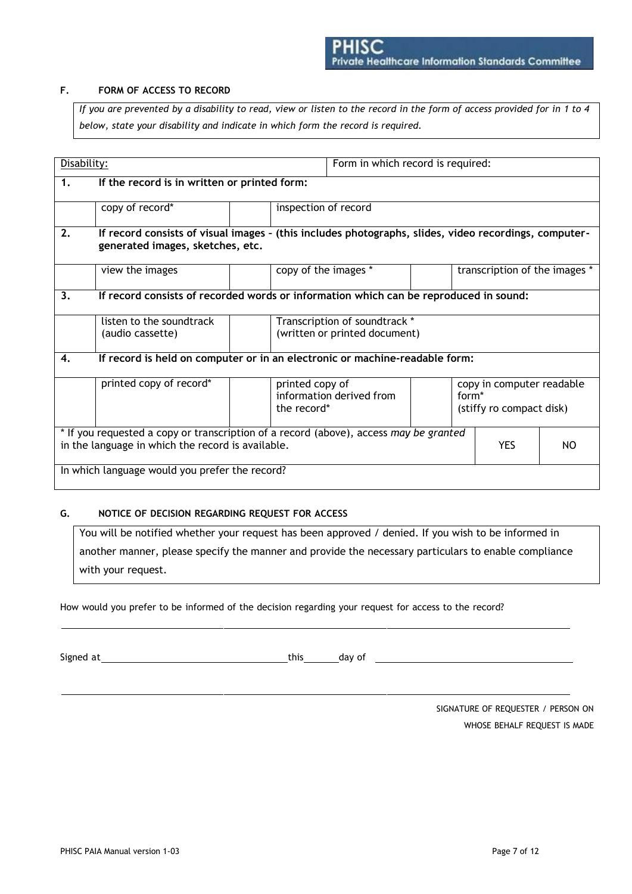### F. FORM OF ACCESS TO RECORD

*If you are prevented by a disability to read, view or listen to the record in the form of access provided for in 1 to 4 below, state your disability and indicate in which form the record is required.*

| Disability: | | | Form in which record is required: | | | |
|---|---|---|---|---|---|---|
| **1.** | **If the record is in written or printed form:** | | | | | |
| | copy of record* | | inspection of record | | | |
| **2.** | **If record consists of visual images – (this includes photographs, slides, video recordings, computer-generated images, sketches, etc.** | | | | | |
| | view the images | | copy of the images * | | transcription of the images * | |
| **3.** | **If record consists of recorded words or information which can be reproduced in sound:** | | | | | |
| | listen to the soundtrack (audio cassette) | | Transcription of soundtrack * (written or printed document) | | | |
| **4.** | **If record is held on computer or in an electronic or machine-readable form:** | | | | | |
| | printed copy of record* | | printed copy of information derived from the record* | | copy in computer readable form* (stiffy ro compact disk) | |
| * If you requested a copy or transcription of a record (above), access *may be granted* in the language in which the record is available. | | | | | YES | NO |
| In which language would you prefer the record? | | | | | | |

### G. NOTICE OF DECISION REGARDING REQUEST FOR ACCESS

You will be notified whether your request has been approved / denied. If you wish to be informed in another manner, please specify the manner and provide the necessary particulars to enable compliance with your request.

How would you prefer to be informed of the decision regarding your request for access to the record?

\_\_\_\_\_\_\_\_\_\_\_\_\_\_\_\_\_\_\_\_\_\_\_\_\_\_\_\_\_\_\_\_\_\_\_\_\_\_\_\_\_\_\_\_\_\_\_\_\_\_\_\_\_\_\_\_\_\_\_\_\_\_\_\_\_\_

Signed at \_\_\_\_\_\_\_\_\_\_\_\_\_\_\_\_\_\_\_\_\_\_\_\_ this \_\_\_\_\_ day of \_\_\_\_\_\_\_\_\_\_\_\_\_\_\_\_\_\_\_\_\_\_\_\_

\_\_\_\_\_\_\_\_\_\_\_\_\_\_\_\_\_\_\_\_\_\_\_\_\_\_\_\_\_\_\_\_\_\_\_\_\_\_\_\_\_\_\_\_\_\_\_\_\_\_\_\_\_\_\_\_\_\_\_\_\_\_\_\_\_\_

SIGNATURE OF REQUESTER / PERSON ON WHOSE BEHALF REQUEST IS MADE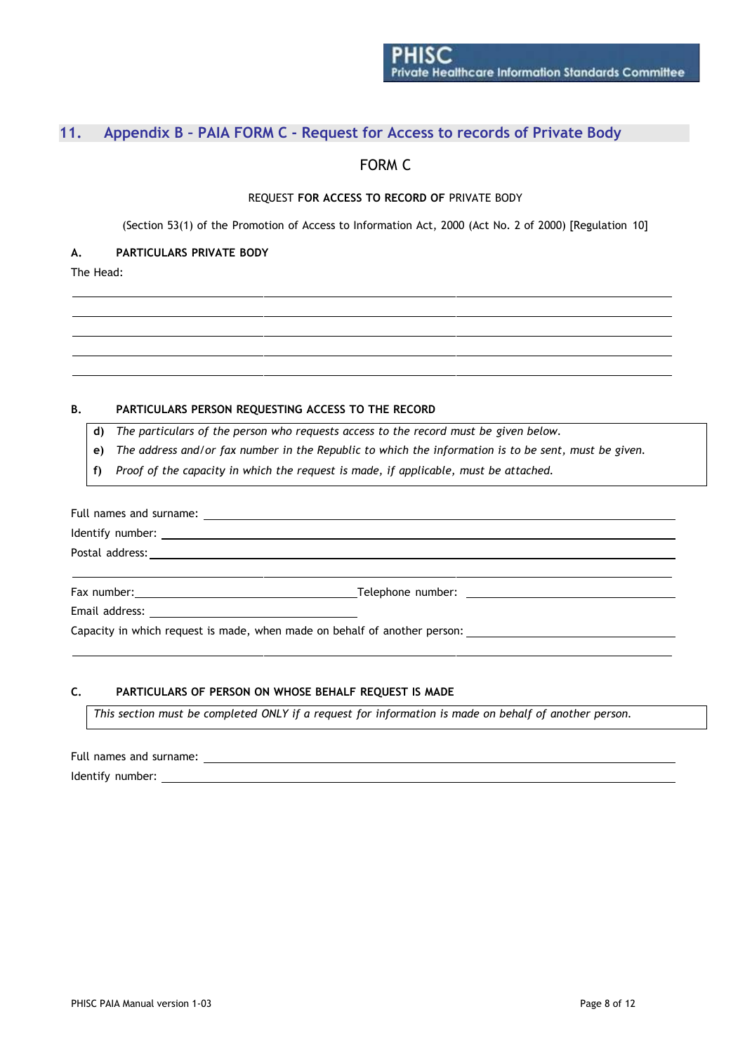## 11. Appendix B – PAIA FORM C - Request for Access to records of Private Body

FORM C

REQUEST **FOR ACCESS TO RECORD OF** PRIVATE BODY

(Section 53(1) of the Promotion of Access to Information Act, 2000 (Act No. 2 of 2000) [Regulation 10]

**A. PARTICULARS PRIVATE BODY**

The Head:

______________________________________________________________________

______________________________________________________________________

______________________________________________________________________

______________________________________________________________________

______________________________________________________________________

**B. PARTICULARS PERSON REQUESTING ACCESS TO THE RECORD**

**d)** *The particulars of the person who requests access to the record must be given below.*
**e)** *The address and/or fax number in the Republic to which the information is to be sent, must be given.*
**f)** *Proof of the capacity in which the request is made, if applicable, must be attached.*

Full names and surname: ______________________________________________

Identify number: ___________________________________________________

Postal address: ____________________________________________________

______________________________________________________________________

Fax number: ______________________ Telephone number: ______________________

Email address: ______________________

Capacity in which request is made, when made on behalf of another person: ______________________

______________________________________________________________________

**C. PARTICULARS OF PERSON ON WHOSE BEHALF REQUEST IS MADE**

*This section must be completed ONLY if a request for information is made on behalf of another person.*

Full names and surname: ______________________________________________

Identify number: ___________________________________________________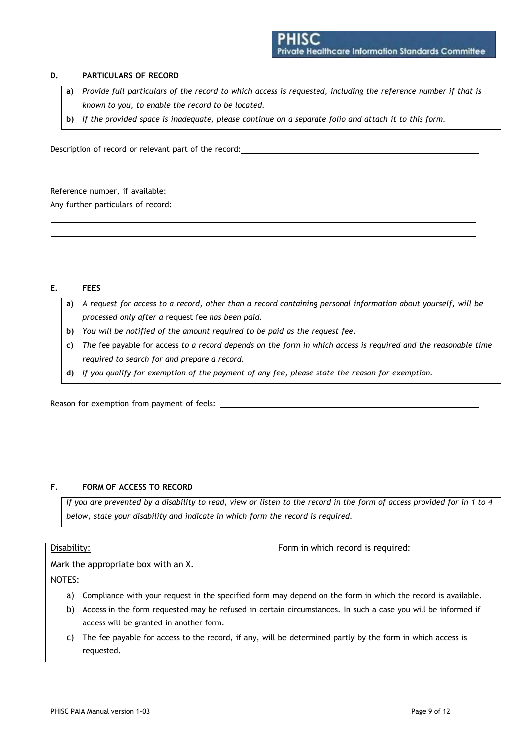### D. PARTICULARS OF RECORD

**a)** *Provide full particulars of the record to which access is requested, including the reference number if that is known to you, to enable the record to be located.*

**b)** *If the provided space is inadequate, please continue on a separate folio and attach it to this form.*

Description of record or relevant part of the record: \_\_\_\_\_\_\_\_\_\_\_\_\_\_\_\_\_\_\_\_\_\_\_\_\_\_\_\_\_\_\_\_\_\_\_\_\_\_\_\_\_\_\_\_

\_\_\_\_\_\_\_\_\_\_\_\_\_\_\_\_\_\_\_\_\_\_\_\_\_\_\_\_\_\_\_\_\_\_\_\_\_\_\_\_\_\_\_\_\_\_\_\_\_\_\_\_\_\_\_\_\_\_\_\_\_\_\_\_\_\_\_\_\_\_\_\_\_\_\_\_\_\_\_\_\_\_

\_\_\_\_\_\_\_\_\_\_\_\_\_\_\_\_\_\_\_\_\_\_\_\_\_\_\_\_\_\_\_\_\_\_\_\_\_\_\_\_\_\_\_\_\_\_\_\_\_\_\_\_\_\_\_\_\_\_\_\_\_\_\_\_\_\_\_\_\_\_\_\_\_\_\_\_\_\_\_\_\_\_

Reference number, if available: \_\_\_\_\_\_\_\_\_\_\_\_\_\_\_\_\_\_\_\_\_\_\_\_\_\_\_\_\_\_\_\_\_\_\_\_\_\_\_\_\_\_\_\_\_\_\_\_\_\_\_\_\_\_

Any further particulars of record: \_\_\_\_\_\_\_\_\_\_\_\_\_\_\_\_\_\_\_\_\_\_\_\_\_\_\_\_\_\_\_\_\_\_\_\_\_\_\_\_\_\_\_\_\_\_\_\_\_\_\_

\_\_\_\_\_\_\_\_\_\_\_\_\_\_\_\_\_\_\_\_\_\_\_\_\_\_\_\_\_\_\_\_\_\_\_\_\_\_\_\_\_\_\_\_\_\_\_\_\_\_\_\_\_\_\_\_\_\_\_\_\_\_\_\_\_\_\_\_\_\_\_\_\_\_\_\_\_\_\_\_\_\_

\_\_\_\_\_\_\_\_\_\_\_\_\_\_\_\_\_\_\_\_\_\_\_\_\_\_\_\_\_\_\_\_\_\_\_\_\_\_\_\_\_\_\_\_\_\_\_\_\_\_\_\_\_\_\_\_\_\_\_\_\_\_\_\_\_\_\_\_\_\_\_\_\_\_\_\_\_\_\_\_\_\_

\_\_\_\_\_\_\_\_\_\_\_\_\_\_\_\_\_\_\_\_\_\_\_\_\_\_\_\_\_\_\_\_\_\_\_\_\_\_\_\_\_\_\_\_\_\_\_\_\_\_\_\_\_\_\_\_\_\_\_\_\_\_\_\_\_\_\_\_\_\_\_\_\_\_\_\_\_\_\_\_\_\_

\_\_\_\_\_\_\_\_\_\_\_\_\_\_\_\_\_\_\_\_\_\_\_\_\_\_\_\_\_\_\_\_\_\_\_\_\_\_\_\_\_\_\_\_\_\_\_\_\_\_\_\_\_\_\_\_\_\_\_\_\_\_\_\_\_\_\_\_\_\_\_\_\_\_\_\_\_\_\_\_\_\_

### E. FEES

**a)** *A request for access to a record, other than a record containing personal information about yourself, will be processed only after a* request fee *has been paid.*

**b)** *You will be notified of the amount required to be paid as the request fee.*

**c)** *The* fee payable for access *to a record depends on the form in which access is required and the reasonable time required to search for and prepare a record.*

**d)** *If you qualify for exemption of the payment of any fee, please state the reason for exemption.*

Reason for exemption from payment of feels: \_\_\_\_\_\_\_\_\_\_\_\_\_\_\_\_\_\_\_\_\_\_\_\_\_\_\_\_\_\_\_\_\_\_\_\_\_\_\_\_\_\_\_\_\_\_\_

\_\_\_\_\_\_\_\_\_\_\_\_\_\_\_\_\_\_\_\_\_\_\_\_\_\_\_\_\_\_\_\_\_\_\_\_\_\_\_\_\_\_\_\_\_\_\_\_\_\_\_\_\_\_\_\_\_\_\_\_\_\_\_\_\_\_\_\_\_\_\_\_\_\_\_\_\_\_\_\_\_\_

\_\_\_\_\_\_\_\_\_\_\_\_\_\_\_\_\_\_\_\_\_\_\_\_\_\_\_\_\_\_\_\_\_\_\_\_\_\_\_\_\_\_\_\_\_\_\_\_\_\_\_\_\_\_\_\_\_\_\_\_\_\_\_\_\_\_\_\_\_\_\_\_\_\_\_\_\_\_\_\_\_\_

\_\_\_\_\_\_\_\_\_\_\_\_\_\_\_\_\_\_\_\_\_\_\_\_\_\_\_\_\_\_\_\_\_\_\_\_\_\_\_\_\_\_\_\_\_\_\_\_\_\_\_\_\_\_\_\_\_\_\_\_\_\_\_\_\_\_\_\_\_\_\_\_\_\_\_\_\_\_\_\_\_\_

\_\_\_\_\_\_\_\_\_\_\_\_\_\_\_\_\_\_\_\_\_\_\_\_\_\_\_\_\_\_\_\_\_\_\_\_\_\_\_\_\_\_\_\_\_\_\_\_\_\_\_\_\_\_\_\_\_\_\_\_\_\_\_\_\_\_\_\_\_\_\_\_\_\_\_\_\_\_\_\_\_\_

### F. FORM OF ACCESS TO RECORD

*If you are prevented by a disability to read, view or listen to the record in the form of access provided for in 1 to 4 below, state your disability and indicate in which form the record is required.*

| Disability: | Form in which record is required: |
|---|---|

Mark the appropriate box with an X.

NOTES:

a) Compliance with your request in the specified form may depend on the form in which the record is available.

b) Access in the form requested may be refused in certain circumstances. In such a case you will be informed if access will be granted in another form.

c) The fee payable for access to the record, if any, will be determined partly by the form in which access is requested.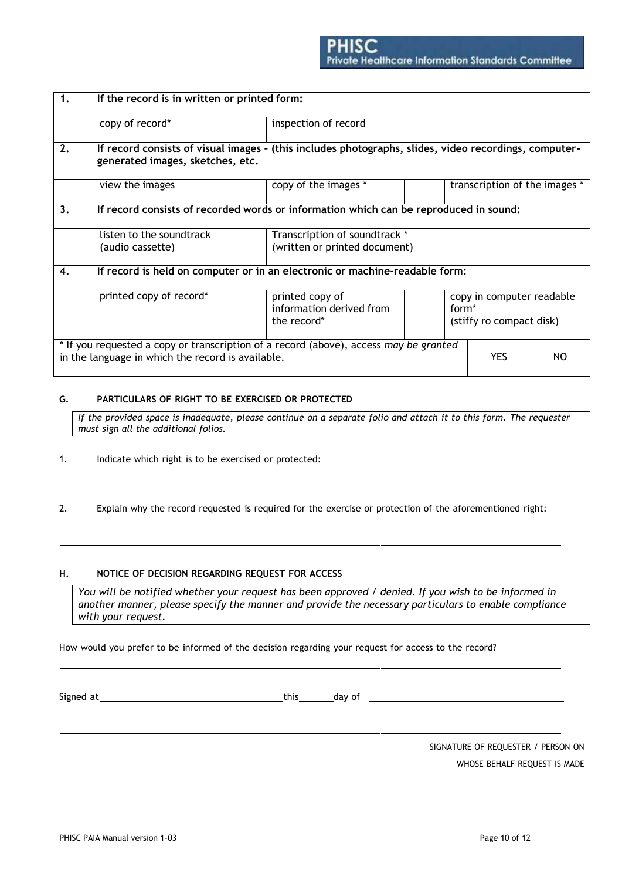| | | | | | | |
|---|---|---|---|---|---|---|
| **1.** | **If the record is in written or printed form:** | | | | | |
| | copy of record* | | inspection of record | | | |
| **2.** | **If record consists of visual images – (this includes photographs, slides, video recordings, computer-generated images, sketches, etc.** | | | | | |
| | view the images | | copy of the images * | | transcription of the images * | |
| **3.** | **If record consists of recorded words or information which can be reproduced in sound:** | | | | | |
| | listen to the soundtrack (audio cassette) | | Transcription of soundtrack * (written or printed document) | | | |
| **4.** | **If record is held on computer or in an electronic or machine-readable form:** | | | | | |
| | printed copy of record* | | printed copy of information derived from the record* | | copy in computer readable form* (stiffy ro compact disk) | |
| * If you requested a copy or transcription of a record (above), access *may be granted* in the language in which the record is available. | | | | | YES | NO |

**G. PARTICULARS OF RIGHT TO BE EXERCISED OR PROTECTED**

*If the provided space is inadequate, please continue on a separate folio and attach it to this form. The requester must sign all the additional folios.*

1. Indicate which right is to be exercised or protected:

_______________________________________________________________

_______________________________________________________________

2. Explain why the record requested is required for the exercise or protection of the aforementioned right:

_______________________________________________________________

_______________________________________________________________

**H. NOTICE OF DECISION REGARDING REQUEST FOR ACCESS**

*You will be notified whether your request has been approved / denied. If you wish to be informed in another manner, please specify the manner and provide the necessary particulars to enable compliance with your request.*

How would you prefer to be informed of the decision regarding your request for access to the record?

_______________________________________________________________

Signed at ____________________ this ______ day of ____________________

_______________________________________________________________

SIGNATURE OF REQUESTER / PERSON ON WHOSE BEHALF REQUEST IS MADE